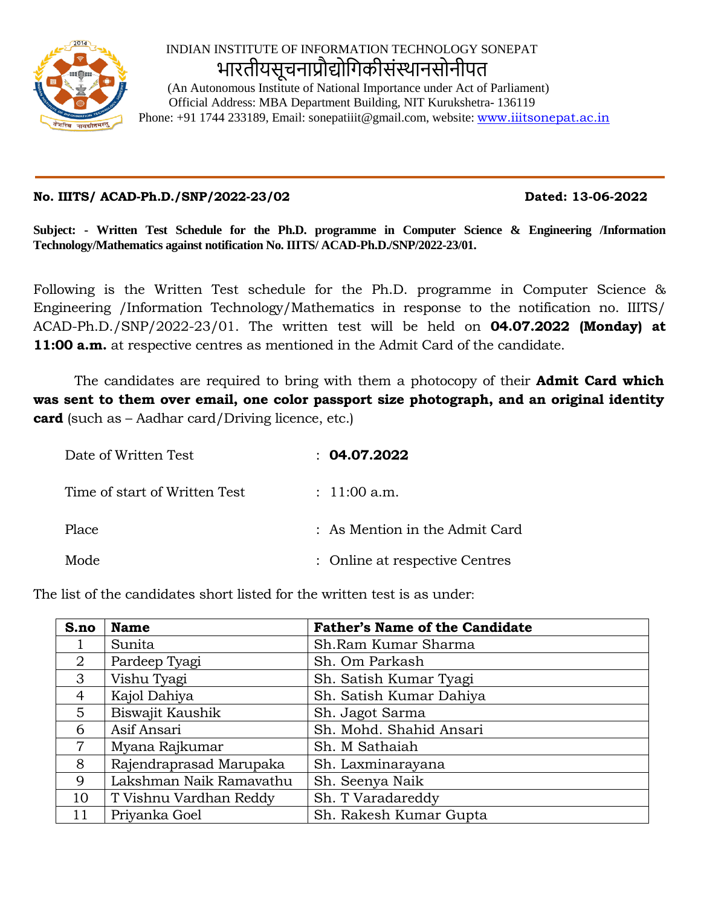INDIAN INSTITUTE OF INFORMATION TECHNOLOGY SONEPAT

भारतीयसूचनाप्रौद्योगिकीसंस्थानसोनीपत

(An Autonomous Institute of National Importance under Act of Parliament)

Official Address: MBA Department Building, NIT Kurukshetra- 136119

Phone: +91 1744 233189, Email: sonepatiiit@gmail.com, website: www.iiitsonepat.ac.in

---

**No. IIITS/ ACAD-Ph.D./SNP/2022-23/02** **Dated: 13-06-2022**

**Subject: - Written Test Schedule for the Ph.D. programme in Computer Science & Engineering /Information Technology/Mathematics against notification No. IIITS/ ACAD-Ph.D./SNP/2022-23/01.**

Following is the Written Test schedule for the Ph.D. programme in Computer Science & Engineering /Information Technology/Mathematics in response to the notification no. IIITS/ ACAD-Ph.D./SNP/2022-23/01. The written test will be held on **04.07.2022 (Monday) at 11:00 a.m.** at respective centres as mentioned in the Admit Card of the candidate.

The candidates are required to bring with them a photocopy of their **Admit Card which was sent to them over email, one color passport size photograph, and an original identity card** (such as – Aadhar card/Driving licence, etc.)

Date of Written Test : **04.07.2022**

Time of start of Written Test : 11:00 a.m.

Place : As Mention in the Admit Card

Mode : Online at respective Centres

The list of the candidates short listed for the written test is as under:

| S.no | Name | Father's Name of the Candidate |
|---|---|---|
| 1 | Sunita | Sh.Ram Kumar Sharma |
| 2 | Pardeep Tyagi | Sh. Om Parkash |
| 3 | Vishu Tyagi | Sh. Satish Kumar Tyagi |
| 4 | Kajol Dahiya | Sh. Satish Kumar Dahiya |
| 5 | Biswajit Kaushik | Sh. Jagot Sarma |
| 6 | Asif Ansari | Sh. Mohd. Shahid Ansari |
| 7 | Myana Rajkumar | Sh. M Sathaiah |
| 8 | Rajendraprasad Marupaka | Sh. Laxminarayana |
| 9 | Lakshman Naik Ramavathu | Sh. Seenya Naik |
| 10 | T Vishnu Vardhan Reddy | Sh. T Varadareddy |
| 11 | Priyanka Goel | Sh. Rakesh Kumar Gupta |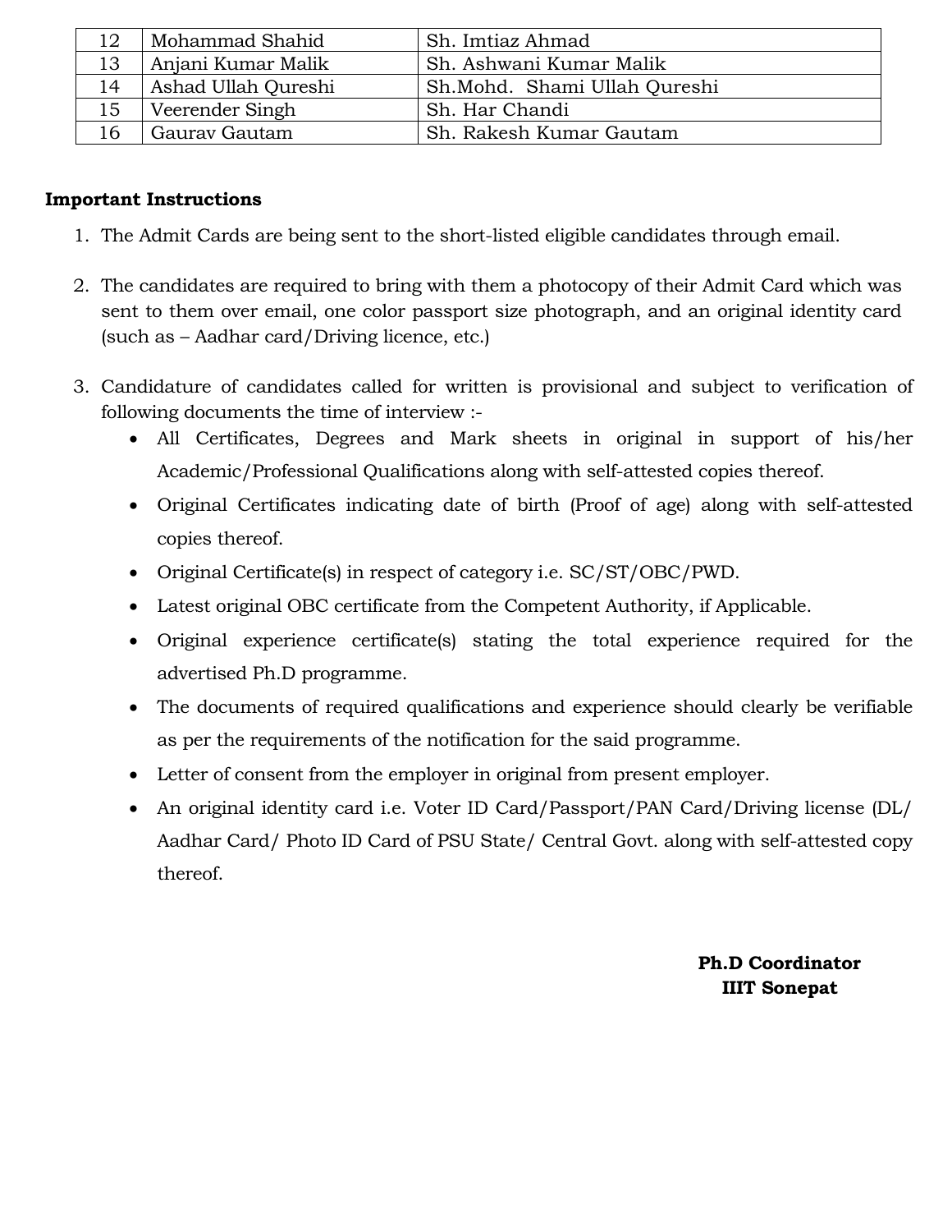| | | |
|---|---|---|
| 12 | Mohammad Shahid | Sh. Imtiaz Ahmad |
| 13 | Anjani Kumar Malik | Sh. Ashwani Kumar Malik |
| 14 | Ashad Ullah Qureshi | Sh.Mohd. Shami Ullah Qureshi |
| 15 | Veerender Singh | Sh. Har Chandi |
| 16 | Gaurav Gautam | Sh. Rakesh Kumar Gautam |

**Important Instructions**

1. The Admit Cards are being sent to the short-listed eligible candidates through email.

2. The candidates are required to bring with them a photocopy of their Admit Card which was sent to them over email, one color passport size photograph, and an original identity card (such as – Aadhar card/Driving licence, etc.)

3. Candidature of candidates called for written is provisional and subject to verification of following documents the time of interview :-
   - All Certificates, Degrees and Mark sheets in original in support of his/her Academic/Professional Qualifications along with self-attested copies thereof.
   - Original Certificates indicating date of birth (Proof of age) along with self-attested copies thereof.
   - Original Certificate(s) in respect of category i.e. SC/ST/OBC/PWD.
   - Latest original OBC certificate from the Competent Authority, if Applicable.
   - Original experience certificate(s) stating the total experience required for the advertised Ph.D programme.
   - The documents of required qualifications and experience should clearly be verifiable as per the requirements of the notification for the said programme.
   - Letter of consent from the employer in original from present employer.
   - An original identity card i.e. Voter ID Card/Passport/PAN Card/Driving license (DL/ Aadhar Card/ Photo ID Card of PSU State/ Central Govt. along with self-attested copy thereof.

**Ph.D Coordinator**
**IIIT Sonepat**